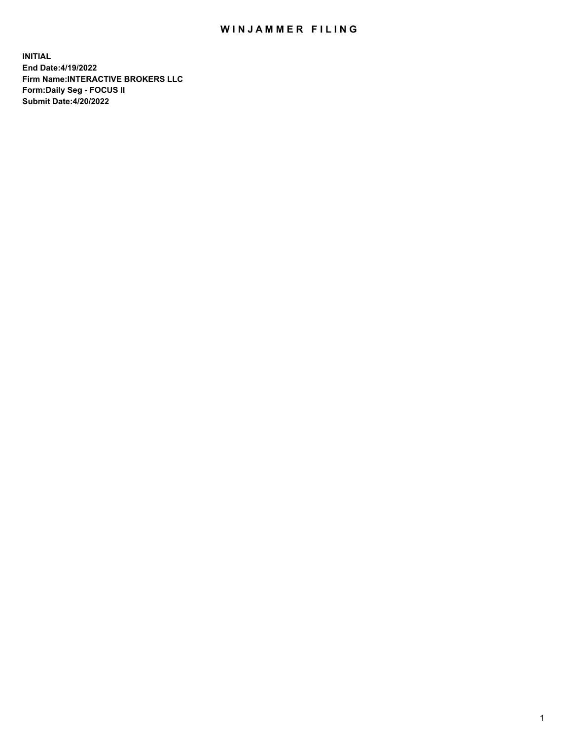# WINJAMMER FILING

**INITIAL**
**End Date:4/19/2022**
**Firm Name:INTERACTIVE BROKERS LLC**
**Form:Daily Seg - FOCUS II**
**Submit Date:4/20/2022**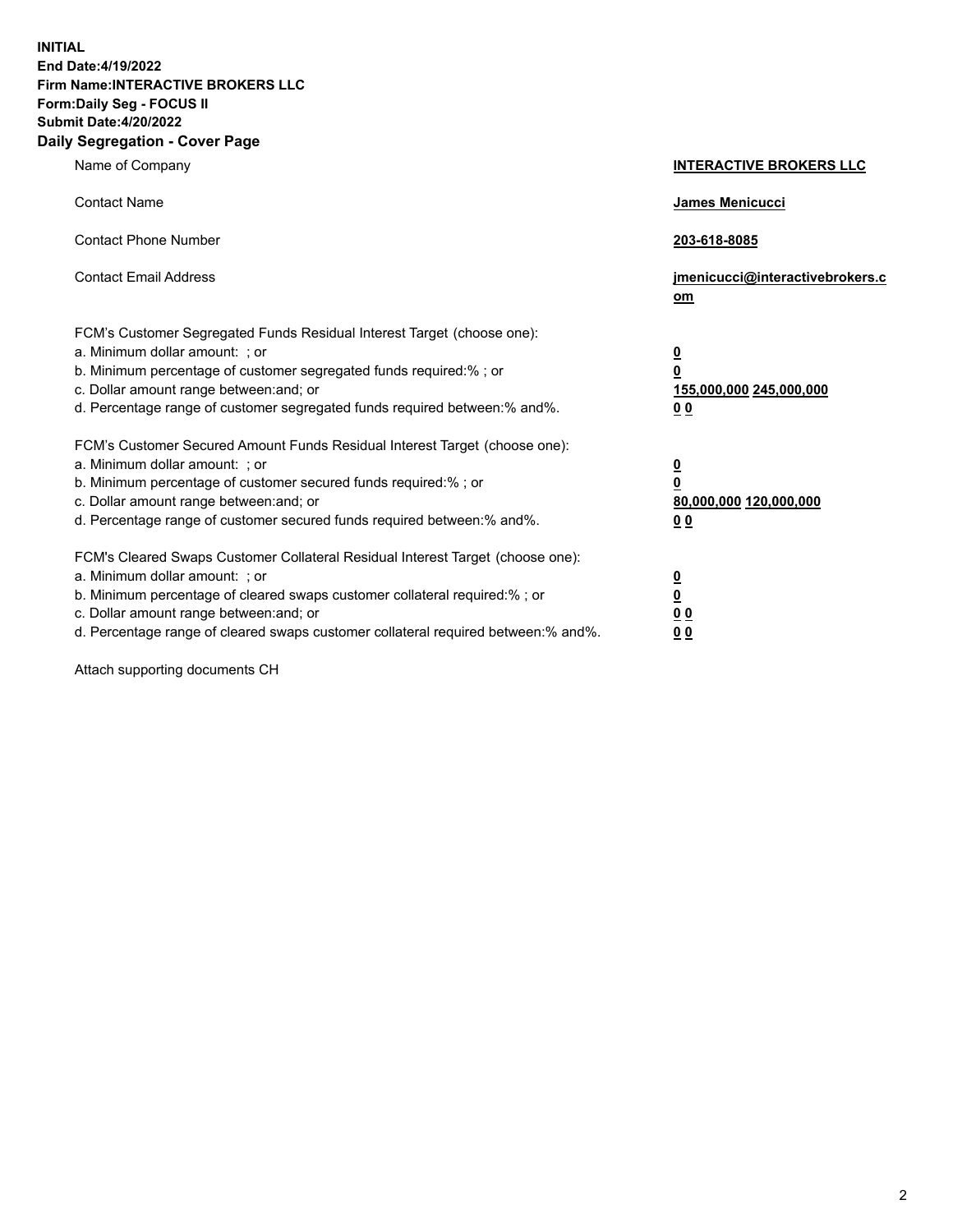**INITIAL**
**End Date:4/19/2022**
**Firm Name:INTERACTIVE BROKERS LLC**
**Form:Daily Seg - FOCUS II**
**Submit Date:4/20/2022**

## Daily Segregation - Cover Page

| | |
|---|---|
| Name of Company | **INTERACTIVE BROKERS LLC** |
| Contact Name | **James Menicucci** |
| Contact Phone Number | **203-618-8085** |
| Contact Email Address | **jmenicucci@interactivebrokers.com** |

FCM's Customer Segregated Funds Residual Interest Target (choose one):

| | |
|---|---|
| a. Minimum dollar amount: ; or | **0** |
| b. Minimum percentage of customer segregated funds required:% ; or | **0** |
| c. Dollar amount range between:and; or | **155,000,000 245,000,000** |
| d. Percentage range of customer segregated funds required between:% and%. | **0 0** |

FCM's Customer Secured Amount Funds Residual Interest Target (choose one):

| | |
|---|---|
| a. Minimum dollar amount: ; or | **0** |
| b. Minimum percentage of customer secured funds required:% ; or | **0** |
| c. Dollar amount range between:and; or | **80,000,000 120,000,000** |
| d. Percentage range of customer secured funds required between:% and%. | **0 0** |

FCM's Cleared Swaps Customer Collateral Residual Interest Target (choose one):

| | |
|---|---|
| a. Minimum dollar amount: ; or | **0** |
| b. Minimum percentage of cleared swaps customer collateral required:% ; or | **0** |
| c. Dollar amount range between:and; or | **0 0** |
| d. Percentage range of cleared swaps customer collateral required between:% and%. | **0 0** |

Attach supporting documents CH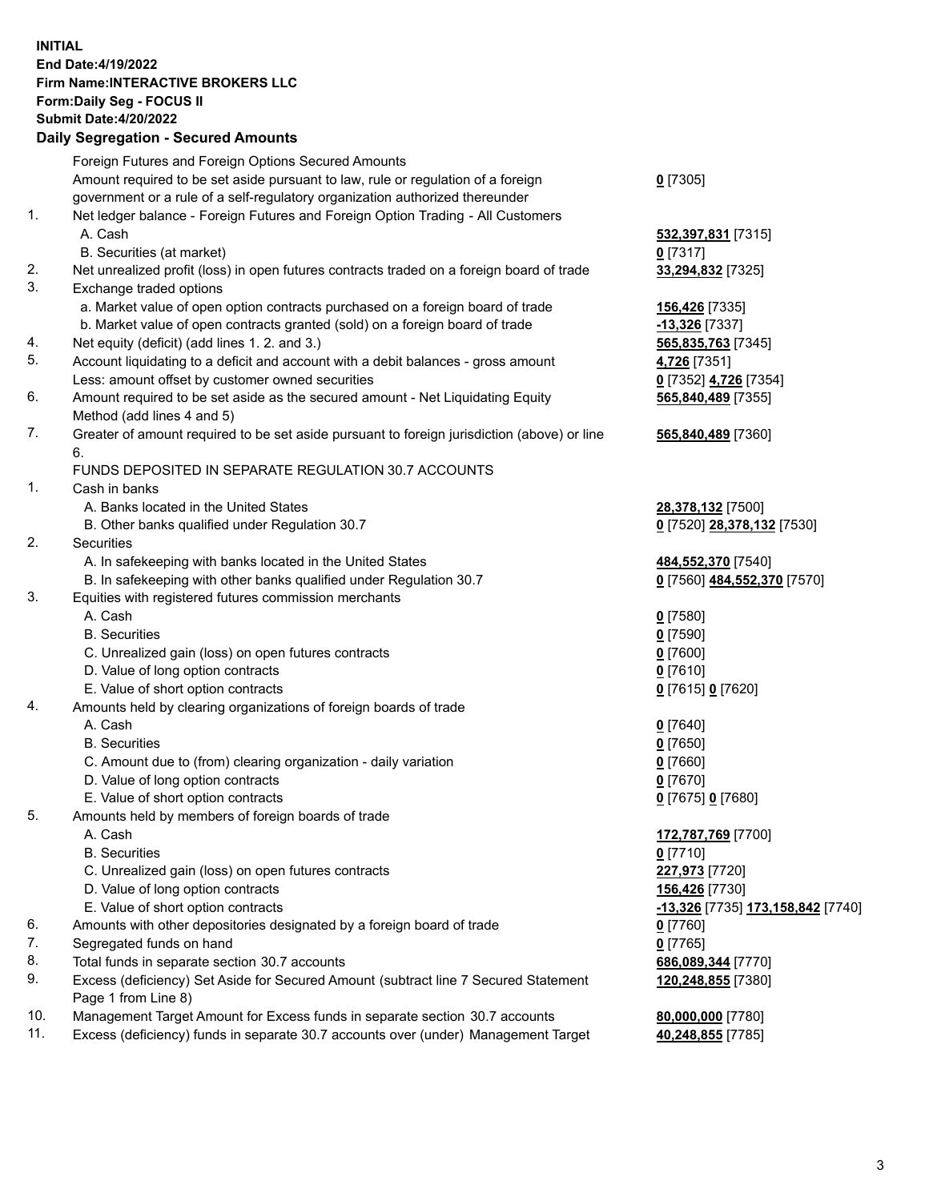**INITIAL**
**End Date:4/19/2022**
**Firm Name:INTERACTIVE BROKERS LLC**
**Form:Daily Seg - FOCUS II**
**Submit Date:4/20/2022**

## Daily Segregation - Secured Amounts

| | | |
|---|---|---|
| | Foreign Futures and Foreign Options Secured Amounts | |
| | Amount required to be set aside pursuant to law, rule or regulation of a foreign government or a rule of a self-regulatory organization authorized thereunder | **0** [7305] |
| 1. | Net ledger balance - Foreign Futures and Foreign Option Trading - All Customers | |
| | A. Cash | **532,397,831** [7315] |
| | B. Securities (at market) | **0** [7317] |
| 2. | Net unrealized profit (loss) in open futures contracts traded on a foreign board of trade | **33,294,832** [7325] |
| 3. | Exchange traded options | |
| | a. Market value of open option contracts purchased on a foreign board of trade | **156,426** [7335] |
| | b. Market value of open contracts granted (sold) on a foreign board of trade | **-13,326** [7337] |
| 4. | Net equity (deficit) (add lines 1. 2. and 3.) | **565,835,763** [7345] |
| 5. | Account liquidating to a deficit and account with a debit balances - gross amount | **4,726** [7351] |
| | Less: amount offset by customer owned securities | **0** [7352] **4,726** [7354] |
| 6. | Amount required to be set aside as the secured amount - Net Liquidating Equity Method (add lines 4 and 5) | **565,840,489** [7355] |
| 7. | Greater of amount required to be set aside pursuant to foreign jurisdiction (above) or line 6. | **565,840,489** [7360] |
| | FUNDS DEPOSITED IN SEPARATE REGULATION 30.7 ACCOUNTS | |
| 1. | Cash in banks | |
| | A. Banks located in the United States | **28,378,132** [7500] |
| | B. Other banks qualified under Regulation 30.7 | **0** [7520] **28,378,132** [7530] |
| 2. | Securities | |
| | A. In safekeeping with banks located in the United States | **484,552,370** [7540] |
| | B. In safekeeping with other banks qualified under Regulation 30.7 | **0** [7560] **484,552,370** [7570] |
| 3. | Equities with registered futures commission merchants | |
| | A. Cash | **0** [7580] |
| | B. Securities | **0** [7590] |
| | C. Unrealized gain (loss) on open futures contracts | **0** [7600] |
| | D. Value of long option contracts | **0** [7610] |
| | E. Value of short option contracts | **0** [7615] **0** [7620] |
| 4. | Amounts held by clearing organizations of foreign boards of trade | |
| | A. Cash | **0** [7640] |
| | B. Securities | **0** [7650] |
| | C. Amount due to (from) clearing organization - daily variation | **0** [7660] |
| | D. Value of long option contracts | **0** [7670] |
| | E. Value of short option contracts | **0** [7675] **0** [7680] |
| 5. | Amounts held by members of foreign boards of trade | |
| | A. Cash | **172,787,769** [7700] |
| | B. Securities | **0** [7710] |
| | C. Unrealized gain (loss) on open futures contracts | **227,973** [7720] |
| | D. Value of long option contracts | **156,426** [7730] |
| | E. Value of short option contracts | **-13,326** [7735] **173,158,842** [7740] |
| 6. | Amounts with other depositories designated by a foreign board of trade | **0** [7760] |
| 7. | Segregated funds on hand | **0** [7765] |
| 8. | Total funds in separate section 30.7 accounts | **686,089,344** [7770] |
| 9. | Excess (deficiency) Set Aside for Secured Amount (subtract line 7 Secured Statement Page 1 from Line 8) | **120,248,855** [7380] |
| 10. | Management Target Amount for Excess funds in separate section 30.7 accounts | **80,000,000** [7780] |
| 11. | Excess (deficiency) funds in separate 30.7 accounts over (under) Management Target | **40,248,855** [7785] |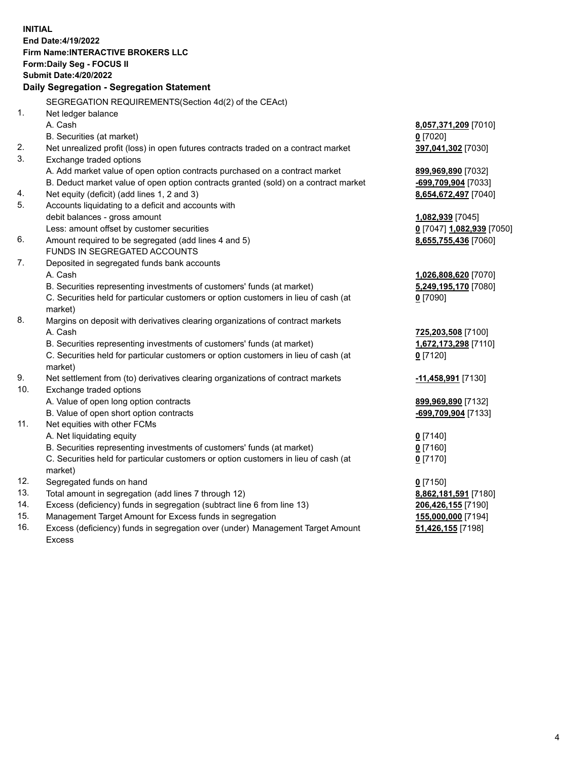**INITIAL**
**End Date:4/19/2022**
**Firm Name:INTERACTIVE BROKERS LLC**
**Form:Daily Seg - FOCUS II**
**Submit Date:4/20/2022**

### Daily Segregation - Segregation Statement

SEGREGATION REQUIREMENTS(Section 4d(2) of the CEAct)

| | | |
|---|---|---|
| 1. | Net ledger balance | |
| | A. Cash | **8,057,371,209** [7010] |
| | B. Securities (at market) | **0** [7020] |
| 2. | Net unrealized profit (loss) in open futures contracts traded on a contract market | **397,041,302** [7030] |
| 3. | Exchange traded options | |
| | A. Add market value of open option contracts purchased on a contract market | **899,969,890** [7032] |
| | B. Deduct market value of open option contracts granted (sold) on a contract market | **-699,709,904** [7033] |
| 4. | Net equity (deficit) (add lines 1, 2 and 3) | **8,654,672,497** [7040] |
| 5. | Accounts liquidating to a deficit and accounts with debit balances - gross amount | **1,082,939** [7045] |
| | Less: amount offset by customer securities | **0** [7047] **1,082,939** [7050] |
| 6. | Amount required to be segregated (add lines 4 and 5) | **8,655,755,436** [7060] |
| | FUNDS IN SEGREGATED ACCOUNTS | |
| 7. | Deposited in segregated funds bank accounts | |
| | A. Cash | **1,026,808,620** [7070] |
| | B. Securities representing investments of customers' funds (at market) | **5,249,195,170** [7080] |
| | C. Securities held for particular customers or option customers in lieu of cash (at market) | **0** [7090] |
| 8. | Margins on deposit with derivatives clearing organizations of contract markets | |
| | A. Cash | **725,203,508** [7100] |
| | B. Securities representing investments of customers' funds (at market) | **1,672,173,298** [7110] |
| | C. Securities held for particular customers or option customers in lieu of cash (at market) | **0** [7120] |
| 9. | Net settlement from (to) derivatives clearing organizations of contract markets | **-11,458,991** [7130] |
| 10. | Exchange traded options | |
| | A. Value of open long option contracts | **899,969,890** [7132] |
| | B. Value of open short option contracts | **-699,709,904** [7133] |
| 11. | Net equities with other FCMs | |
| | A. Net liquidating equity | **0** [7140] |
| | B. Securities representing investments of customers' funds (at market) | **0** [7160] |
| | C. Securities held for particular customers or option customers in lieu of cash (at market) | **0** [7170] |
| 12. | Segregated funds on hand | **0** [7150] |
| 13. | Total amount in segregation (add lines 7 through 12) | **8,862,181,591** [7180] |
| 14. | Excess (deficiency) funds in segregation (subtract line 6 from line 13) | **206,426,155** [7190] |
| 15. | Management Target Amount for Excess funds in segregation | **155,000,000** [7194] |
| 16. | Excess (deficiency) funds in segregation over (under) Management Target Amount Excess | **51,426,155** [7198] |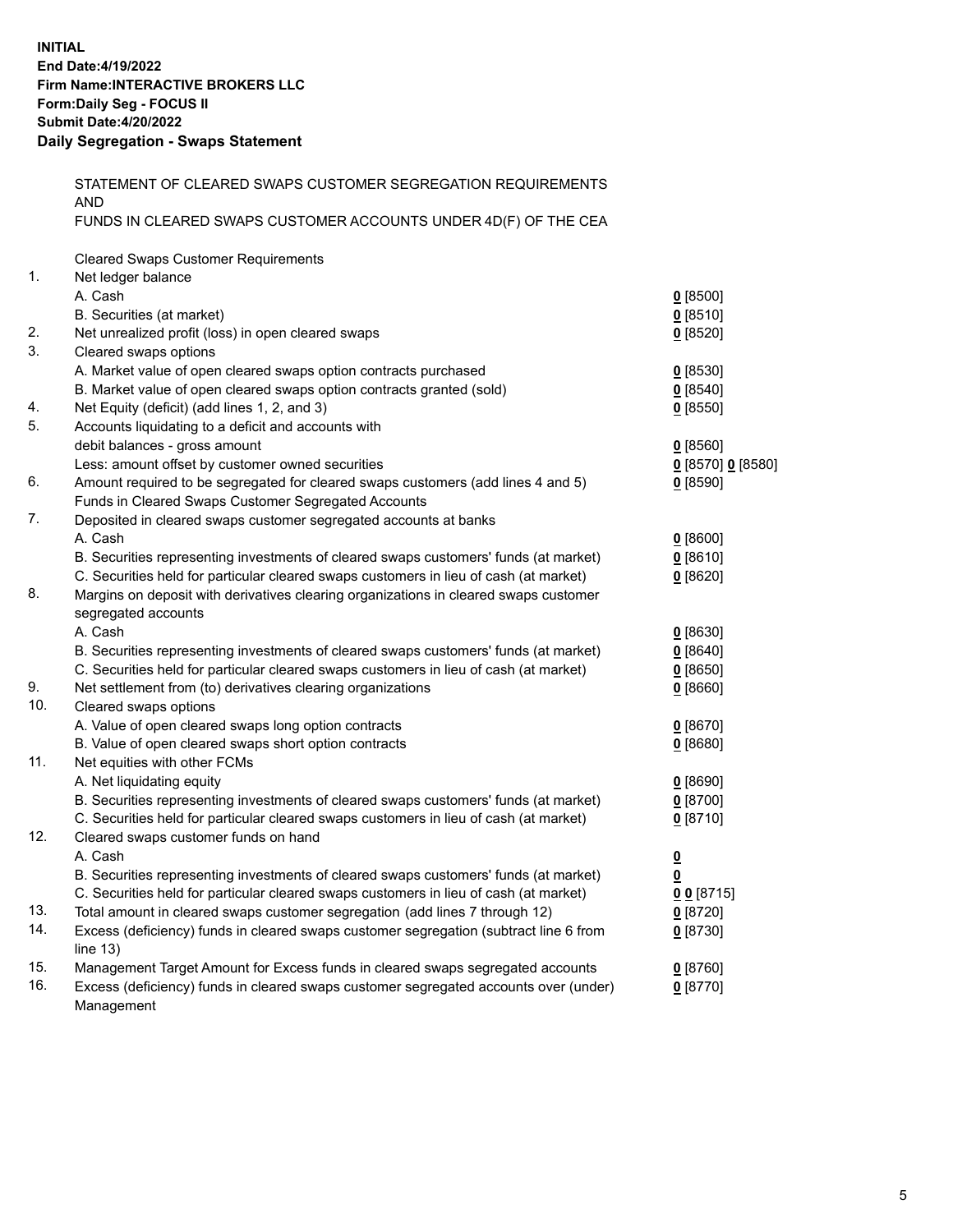**INITIAL**
**End Date:4/19/2022**
**Firm Name:INTERACTIVE BROKERS LLC**
**Form:Daily Seg - FOCUS II**
**Submit Date:4/20/2022**
**Daily Segregation - Swaps Statement**

STATEMENT OF CLEARED SWAPS CUSTOMER SEGREGATION REQUIREMENTS AND FUNDS IN CLEARED SWAPS CUSTOMER ACCOUNTS UNDER 4D(F) OF THE CEA

| | | |
|---|---|---|
| | Cleared Swaps Customer Requirements | |
| 1. | Net ledger balance | |
| | A. Cash | 0 [8500] |
| | B. Securities (at market) | 0 [8510] |
| 2. | Net unrealized profit (loss) in open cleared swaps | 0 [8520] |
| 3. | Cleared swaps options | |
| | A. Market value of open cleared swaps option contracts purchased | 0 [8530] |
| | B. Market value of open cleared swaps option contracts granted (sold) | 0 [8540] |
| 4. | Net Equity (deficit) (add lines 1, 2, and 3) | 0 [8550] |
| 5. | Accounts liquidating to a deficit and accounts with | |
| | debit balances - gross amount | 0 [8560] |
| | Less: amount offset by customer owned securities | 0 [8570] 0 [8580] |
| 6. | Amount required to be segregated for cleared swaps customers (add lines 4 and 5) | 0 [8590] |
| | Funds in Cleared Swaps Customer Segregated Accounts | |
| 7. | Deposited in cleared swaps customer segregated accounts at banks | |
| | A. Cash | 0 [8600] |
| | B. Securities representing investments of cleared swaps customers' funds (at market) | 0 [8610] |
| | C. Securities held for particular cleared swaps customers in lieu of cash (at market) | 0 [8620] |
| 8. | Margins on deposit with derivatives clearing organizations in cleared swaps customer segregated accounts | |
| | A. Cash | 0 [8630] |
| | B. Securities representing investments of cleared swaps customers' funds (at market) | 0 [8640] |
| | C. Securities held for particular cleared swaps customers in lieu of cash (at market) | 0 [8650] |
| 9. | Net settlement from (to) derivatives clearing organizations | 0 [8660] |
| 10. | Cleared swaps options | |
| | A. Value of open cleared swaps long option contracts | 0 [8670] |
| | B. Value of open cleared swaps short option contracts | 0 [8680] |
| 11. | Net equities with other FCMs | |
| | A. Net liquidating equity | 0 [8690] |
| | B. Securities representing investments of cleared swaps customers' funds (at market) | 0 [8700] |
| | C. Securities held for particular cleared swaps customers in lieu of cash (at market) | 0 [8710] |
| 12. | Cleared swaps customer funds on hand | |
| | A. Cash | 0 |
| | B. Securities representing investments of cleared swaps customers' funds (at market) | 0 |
| | C. Securities held for particular cleared swaps customers in lieu of cash (at market) | 0 0 [8715] |
| 13. | Total amount in cleared swaps customer segregation (add lines 7 through 12) | 0 [8720] |
| 14. | Excess (deficiency) funds in cleared swaps customer segregation (subtract line 6 from line 13) | 0 [8730] |
| 15. | Management Target Amount for Excess funds in cleared swaps segregated accounts | 0 [8760] |
| 16. | Excess (deficiency) funds in cleared swaps customer segregated accounts over (under) Management | 0 [8770] |